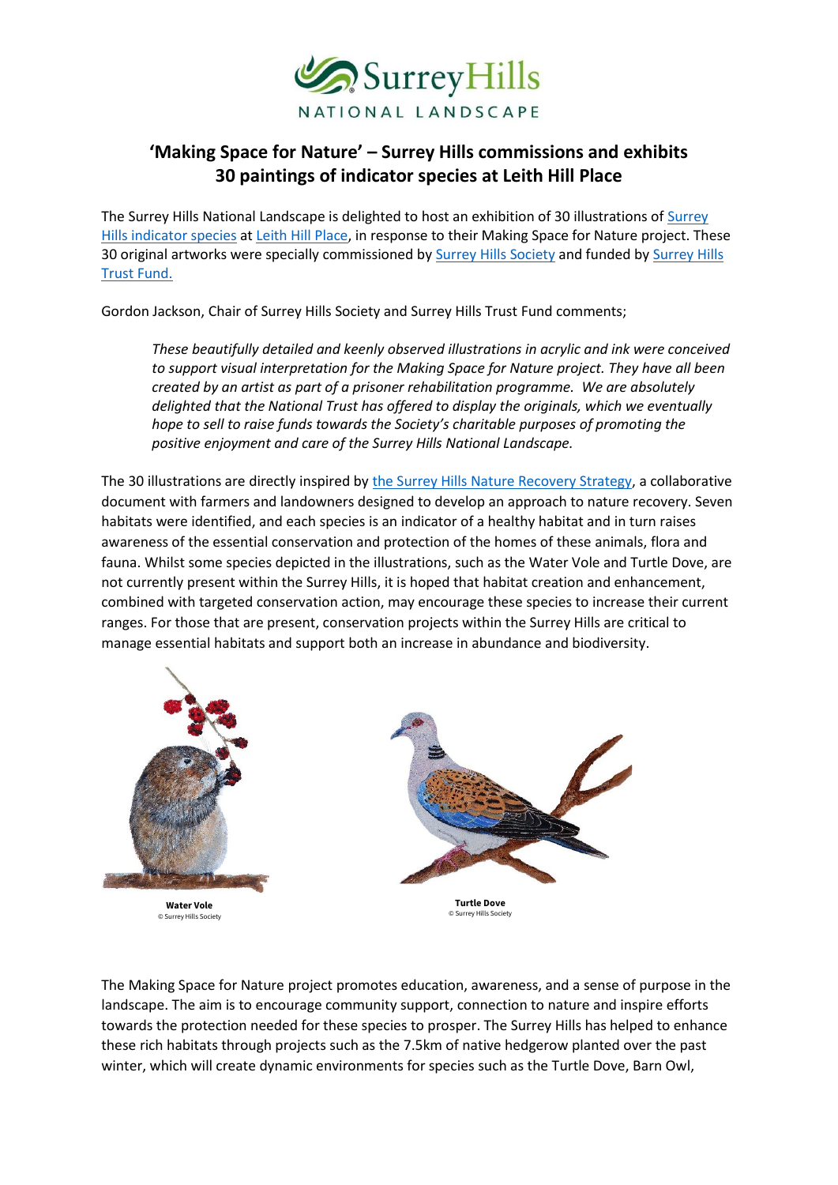# 'Making Space for Nature' – Surrey Hills commissions and exhibits 30 paintings of indicator species at Leith Hill Place

The Surrey Hills National Landscape is delighted to host an exhibition of 30 illustrations of Surrey Hills indicator species at Leith Hill Place, in response to their Making Space for Nature project. These 30 original artworks were specially commissioned by Surrey Hills Society and funded by Surrey Hills Trust Fund.

Gordon Jackson, Chair of Surrey Hills Society and Surrey Hills Trust Fund comments;

> *These beautifully detailed and keenly observed illustrations in acrylic and ink were conceived to support visual interpretation for the Making Space for Nature project. They have all been created by an artist as part of a prisoner rehabilitation programme. We are absolutely delighted that the National Trust has offered to display the originals, which we eventually hope to sell to raise funds towards the Society's charitable purposes of promoting the positive enjoyment and care of the Surrey Hills National Landscape.*

The 30 illustrations are directly inspired by the Surrey Hills Nature Recovery Strategy, a collaborative document with farmers and landowners designed to develop an approach to nature recovery. Seven habitats were identified, and each species is an indicator of a healthy habitat and in turn raises awareness of the essential conservation and protection of the homes of these animals, flora and fauna. Whilst some species depicted in the illustrations, such as the Water Vole and Turtle Dove, are not currently present within the Surrey Hills, it is hoped that habitat creation and enhancement, combined with targeted conservation action, may encourage these species to increase their current ranges. For those that are present, conservation projects within the Surrey Hills are critical to manage essential habitats and support both an increase in abundance and biodiversity.

**Water Vole**
© Surrey Hills Society

**Turtle Dove**
© Surrey Hills Society

The Making Space for Nature project promotes education, awareness, and a sense of purpose in the landscape. The aim is to encourage community support, connection to nature and inspire efforts towards the protection needed for these species to prosper. The Surrey Hills has helped to enhance these rich habitats through projects such as the 7.5km of native hedgerow planted over the past winter, which will create dynamic environments for species such as the Turtle Dove, Barn Owl,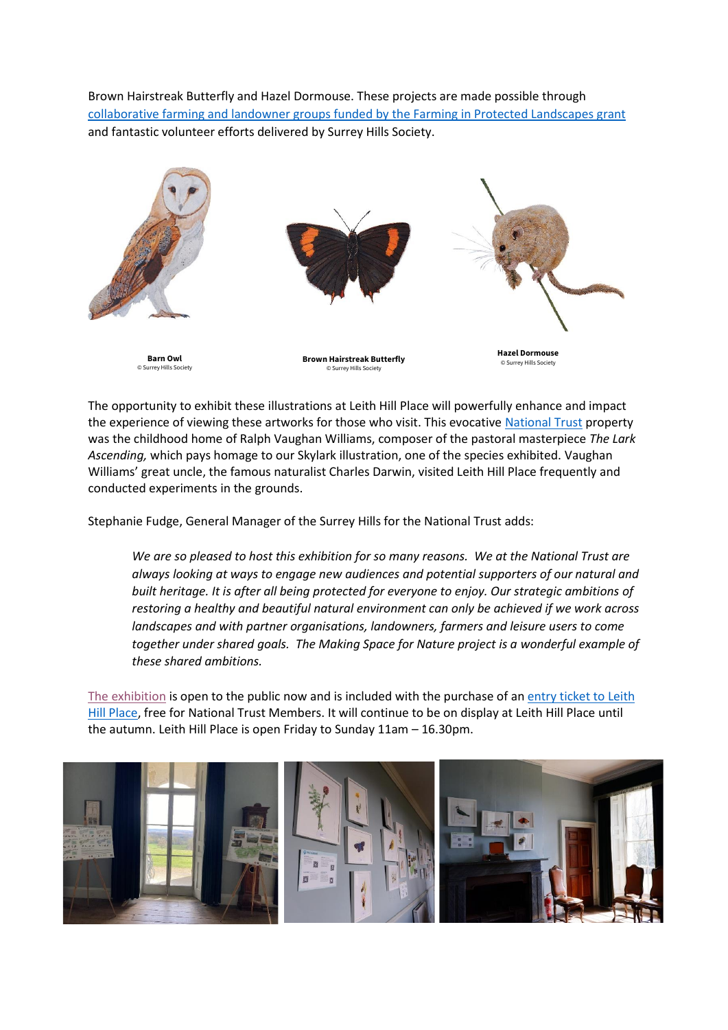Brown Hairstreak Butterfly and Hazel Dormouse. These projects are made possible through collaborative farming and landowner groups funded by the Farming in Protected Landscapes grant and fantastic volunteer efforts delivered by Surrey Hills Society.

**Barn Owl**
© Surrey Hills Society

**Brown Hairstreak Butterfly**
© Surrey Hills Society

**Hazel Dormouse**
© Surrey Hills Society

The opportunity to exhibit these illustrations at Leith Hill Place will powerfully enhance and impact the experience of viewing these artworks for those who visit. This evocative National Trust property was the childhood home of Ralph Vaughan Williams, composer of the pastoral masterpiece *The Lark Ascending,* which pays homage to our Skylark illustration, one of the species exhibited. Vaughan Williams' great uncle, the famous naturalist Charles Darwin, visited Leith Hill Place frequently and conducted experiments in the grounds.

Stephanie Fudge, General Manager of the Surrey Hills for the National Trust adds:

> *We are so pleased to host this exhibition for so many reasons. We at the National Trust are always looking at ways to engage new audiences and potential supporters of our natural and built heritage. It is after all being protected for everyone to enjoy. Our strategic ambitions of restoring a healthy and beautiful natural environment can only be achieved if we work across landscapes and with partner organisations, landowners, farmers and leisure users to come together under shared goals. The Making Space for Nature project is a wonderful example of these shared ambitions.*

The exhibition is open to the public now and is included with the purchase of an entry ticket to Leith Hill Place, free for National Trust Members. It will continue to be on display at Leith Hill Place until the autumn. Leith Hill Place is open Friday to Sunday 11am – 16.30pm.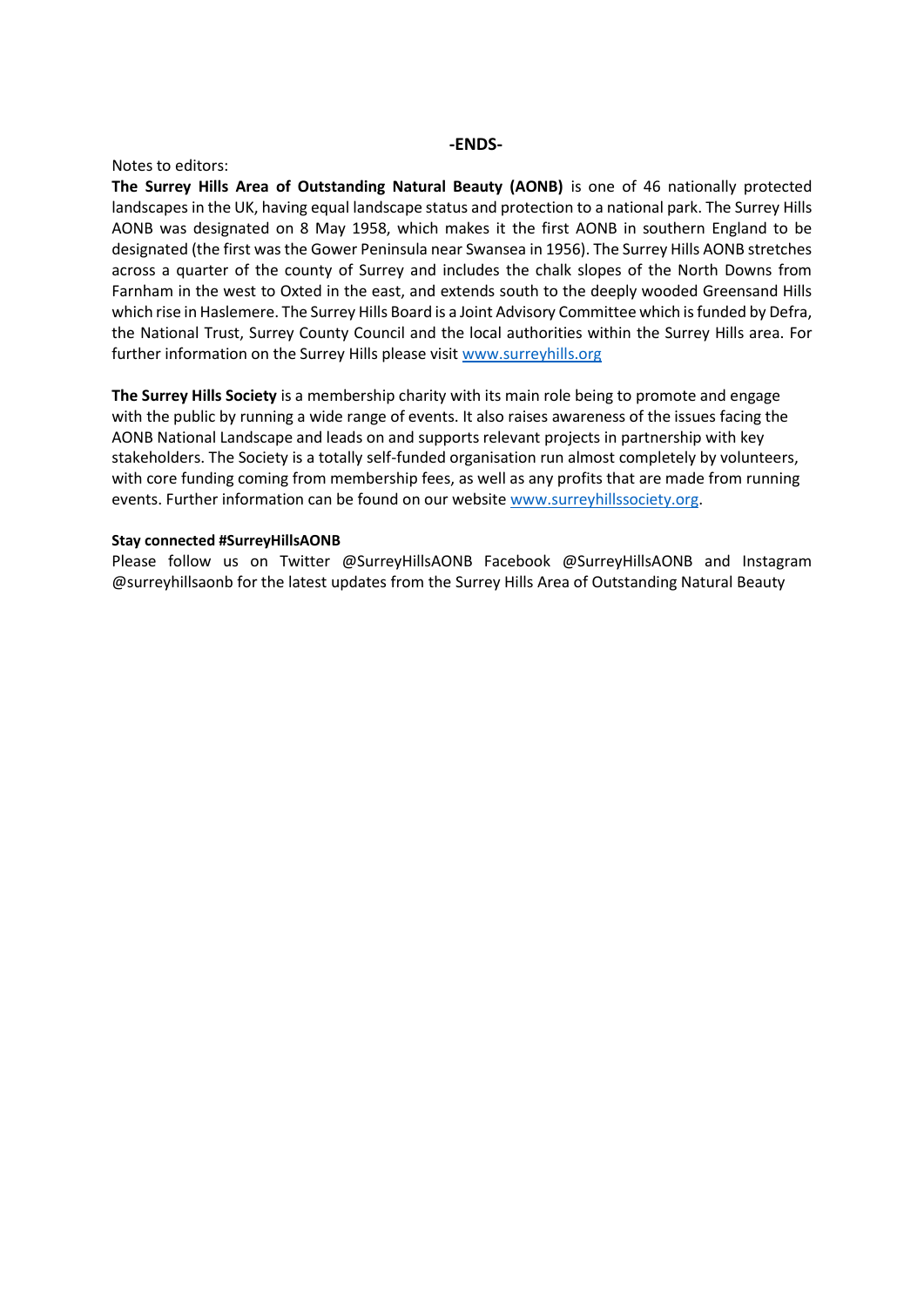**-ENDS-**

Notes to editors:

**The Surrey Hills Area of Outstanding Natural Beauty (AONB)** is one of 46 nationally protected landscapes in the UK, having equal landscape status and protection to a national park. The Surrey Hills AONB was designated on 8 May 1958, which makes it the first AONB in southern England to be designated (the first was the Gower Peninsula near Swansea in 1956). The Surrey Hills AONB stretches across a quarter of the county of Surrey and includes the chalk slopes of the North Downs from Farnham in the west to Oxted in the east, and extends south to the deeply wooded Greensand Hills which rise in Haslemere. The Surrey Hills Board is a Joint Advisory Committee which is funded by Defra, the National Trust, Surrey County Council and the local authorities within the Surrey Hills area. For further information on the Surrey Hills please visit [www.surreyhills.org](http://www.surreyhills.org)

**The Surrey Hills Society** is a membership charity with its main role being to promote and engage with the public by running a wide range of events. It also raises awareness of the issues facing the AONB National Landscape and leads on and supports relevant projects in partnership with key stakeholders. The Society is a totally self-funded organisation run almost completely by volunteers, with core funding coming from membership fees, as well as any profits that are made from running events. Further information can be found on our website [www.surreyhillssociety.org](http://www.surreyhillssociety.org).

**Stay connected #SurreyHillsAONB**

Please follow us on Twitter @SurreyHillsAONB Facebook @SurreyHillsAONB and Instagram @surreyhillsaonb for the latest updates from the Surrey Hills Area of Outstanding Natural Beauty